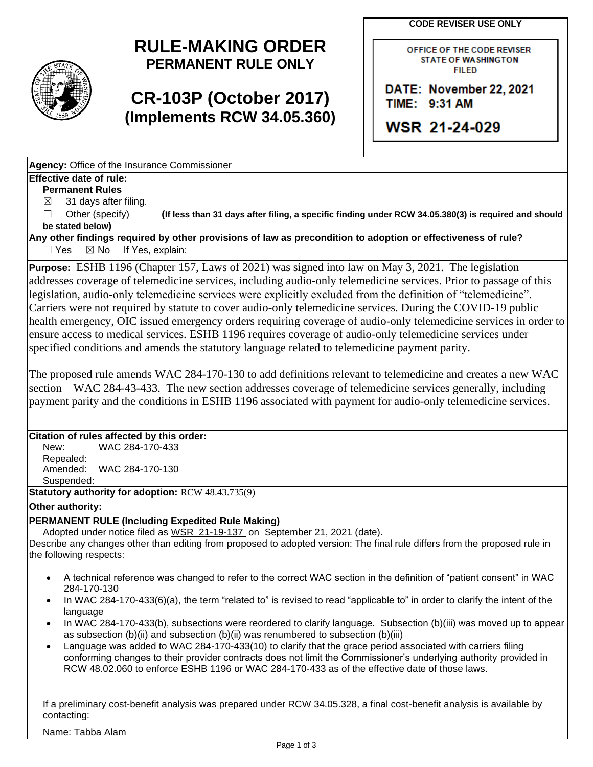# RULE-MAKING ORDER
## PERMANENT RULE ONLY

## CR-103P (October 2017)
## (Implements RCW 34.05.360)

**CODE REVISER USE ONLY**

OFFICE OF THE CODE REVISER
STATE OF WASHINGTON
FILED

DATE: November 22, 2021
TIME: 9:31 AM

WSR 21-24-029

**Agency:** Office of the Insurance Commissioner

**Effective date of rule:**

**Permanent Rules**

☒ 31 days after filing.

☐ Other (specify) _____ **(If less than 31 days after filing, a specific finding under RCW 34.05.380(3) is required and should be stated below)**

**Any other findings required by other provisions of law as precondition to adoption or effectiveness of rule?**

☐ Yes ☒ No If Yes, explain:

**Purpose:** ESHB 1196 (Chapter 157, Laws of 2021) was signed into law on May 3, 2021. The legislation addresses coverage of telemedicine services, including audio-only telemedicine services. Prior to passage of this legislation, audio-only telemedicine services were explicitly excluded from the definition of "telemedicine". Carriers were not required by statute to cover audio-only telemedicine services. During the COVID-19 public health emergency, OIC issued emergency orders requiring coverage of audio-only telemedicine services in order to ensure access to medical services. ESHB 1196 requires coverage of audio-only telemedicine services under specified conditions and amends the statutory language related to telemedicine payment parity.

The proposed rule amends WAC 284-170-130 to add definitions relevant to telemedicine and creates a new WAC section – WAC 284-43-433. The new section addresses coverage of telemedicine services generally, including payment parity and the conditions in ESHB 1196 associated with payment for audio-only telemedicine services.

**Citation of rules affected by this order:**

New: WAC 284-170-433
Repealed:
Amended: WAC 284-170-130
Suspended:

**Statutory authority for adoption:** RCW 48.43.735(9)

**Other authority:**

**PERMANENT RULE (Including Expedited Rule Making)**

Adopted under notice filed as WSR 21-19-137 on September 21, 2021 (date).

Describe any changes other than editing from proposed to adopted version: The final rule differs from the proposed rule in the following respects:

- A technical reference was changed to refer to the correct WAC section in the definition of "patient consent" in WAC 284-170-130
- In WAC 284-170-433(6)(a), the term "related to" is revised to read "applicable to" in order to clarify the intent of the language
- In WAC 284-170-433(b), subsections were reordered to clarify language. Subsection (b)(iii) was moved up to appear as subsection (b)(ii) and subsection (b)(ii) was renumbered to subsection (b)(iii)
- Language was added to WAC 284-170-433(10) to clarify that the grace period associated with carriers filing conforming changes to their provider contracts does not limit the Commissioner's underlying authority provided in RCW 48.02.060 to enforce ESHB 1196 or WAC 284-170-433 as of the effective date of those laws.

If a preliminary cost-benefit analysis was prepared under RCW 34.05.328, a final cost-benefit analysis is available by contacting:

Name: Tabba Alam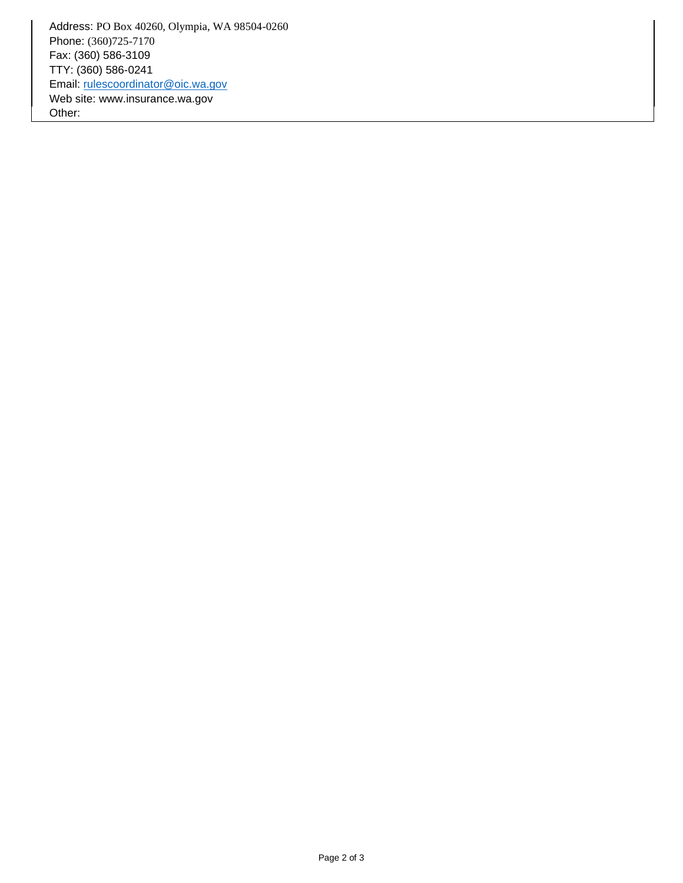Address: PO Box 40260, Olympia, WA 98504-0260
Phone: (360)725-7170
Fax: (360) 586-3109
TTY: (360) 586-0241
Email: rulescoordinator@oic.wa.gov
Web site: www.insurance.wa.gov
Other: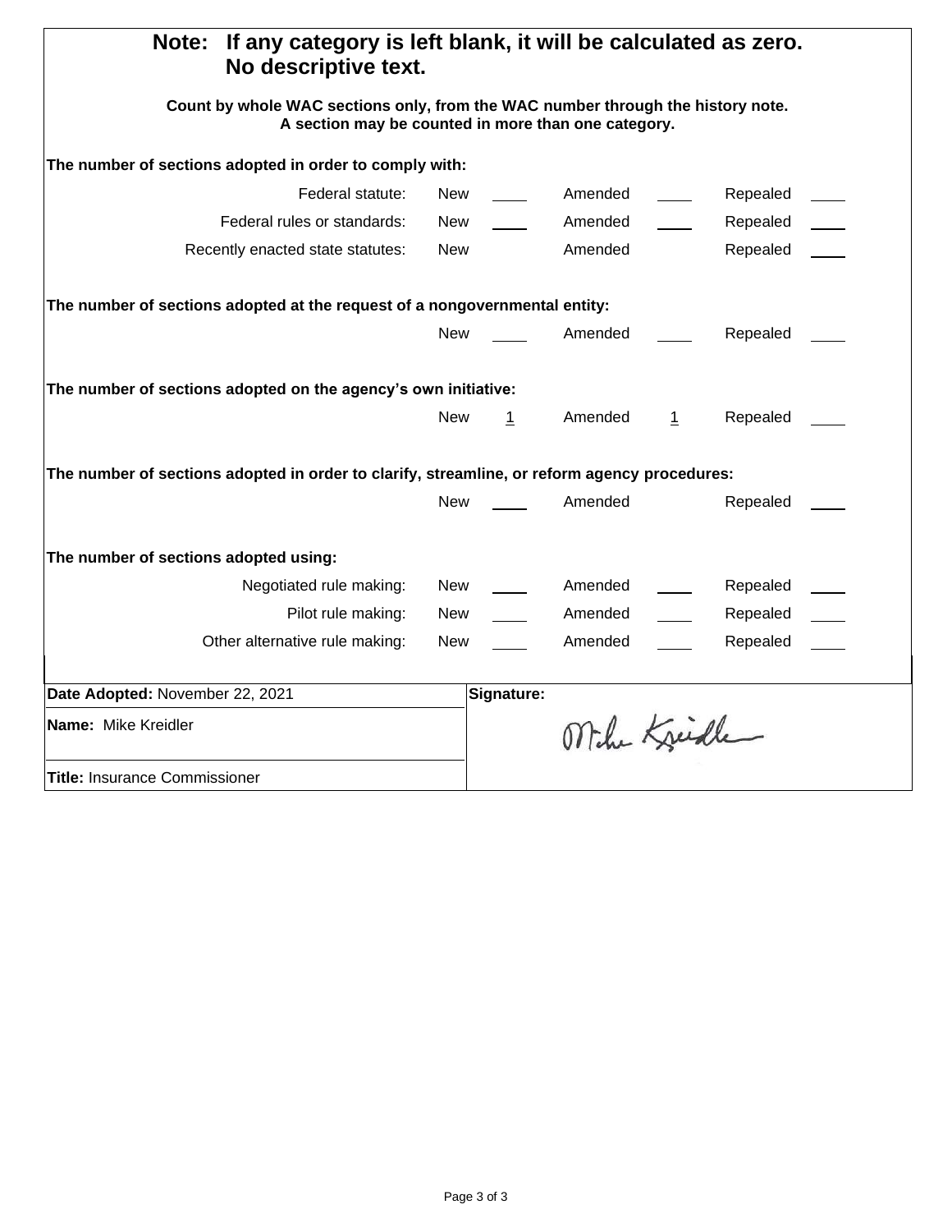**Note: If any category is left blank, it will be calculated as zero. No descriptive text.**

**Count by whole WAC sections only, from the WAC number through the history note. A section may be counted in more than one category.**

**The number of sections adopted in order to comply with:**

| | New | | Amended | | Repealed | |
|---|---|---|---|---|---|---|
| Federal statute: | New | ____ | Amended | ____ | Repealed | ____ |
| Federal rules or standards: | New | ____ | Amended | ____ | Repealed | ____ |
| Recently enacted state statutes: | New | | Amended | | Repealed | ____ |

**The number of sections adopted at the request of a nongovernmental entity:**

| New | ____ | Amended | ____ | Repealed | ____ |
|---|---|---|---|---|---|

**The number of sections adopted on the agency's own initiative:**

| New | 1 | Amended | 1 | Repealed | ____ |
|---|---|---|---|---|---|

**The number of sections adopted in order to clarify, streamline, or reform agency procedures:**

| New | ____ | Amended | | Repealed | ____ |
|---|---|---|---|---|---|

**The number of sections adopted using:**

| | New | | Amended | | Repealed | |
|---|---|---|---|---|---|---|
| Negotiated rule making: | New | ____ | Amended | ____ | Repealed | ____ |
| Pilot rule making: | New | ____ | Amended | ____ | Repealed | ____ |
| Other alternative rule making: | New | ____ | Amended | ____ | Repealed | ____ |

| | |
|---|---|
| **Date Adopted:** November 22, 2021 | **Signature:** |
| **Name:** Mike Kreidler | Mike Kreidler |
| **Title:** Insurance Commissioner | |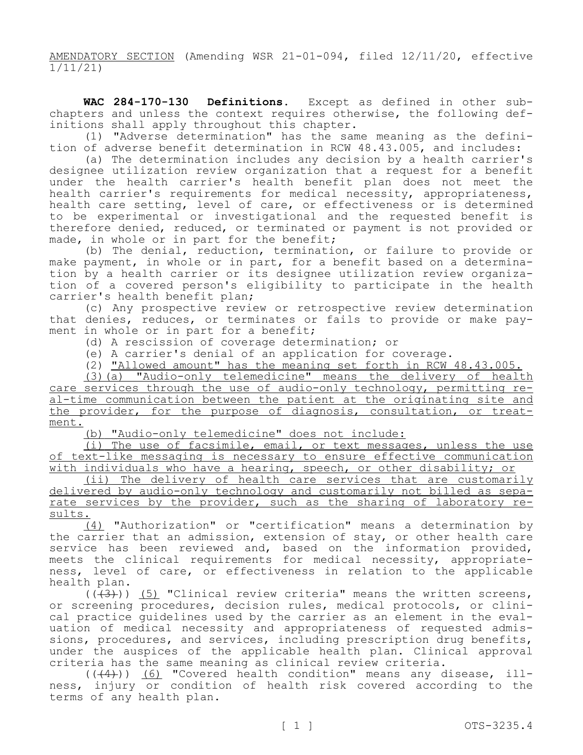AMENDATORY SECTION (Amending WSR 21-01-094, filed 12/11/20, effective 1/11/21)

**WAC 284-170-130 Definitions.** Except as defined in other subchapters and unless the context requires otherwise, the following definitions shall apply throughout this chapter.

(1) "Adverse determination" has the same meaning as the definition of adverse benefit determination in RCW 48.43.005, and includes:

(a) The determination includes any decision by a health carrier's designee utilization review organization that a request for a benefit under the health carrier's health benefit plan does not meet the health carrier's requirements for medical necessity, appropriateness, health care setting, level of care, or effectiveness or is determined to be experimental or investigational and the requested benefit is therefore denied, reduced, or terminated or payment is not provided or made, in whole or in part for the benefit;

(b) The denial, reduction, termination, or failure to provide or make payment, in whole or in part, for a benefit based on a determination by a health carrier or its designee utilization review organization of a covered person's eligibility to participate in the health carrier's health benefit plan;

(c) Any prospective review or retrospective review determination that denies, reduces, or terminates or fails to provide or make payment in whole or in part for a benefit;

(d) A rescission of coverage determination; or

(e) A carrier's denial of an application for coverage.

(2) "Allowed amount" has the meaning set forth in RCW 48.43.005.

(3)(a) "Audio-only telemedicine" means the delivery of health care services through the use of audio-only technology, permitting real-time communication between the patient at the originating site and the provider, for the purpose of diagnosis, consultation, or treatment.

(b) "Audio-only telemedicine" does not include:

(i) The use of facsimile, email, or text messages, unless the use of text-like messaging is necessary to ensure effective communication with individuals who have a hearing, speech, or other disability; or

(ii) The delivery of health care services that are customarily delivered by audio-only technology and customarily not billed as separate services by the provider, such as the sharing of laboratory results.

(4) "Authorization" or "certification" means a determination by the carrier that an admission, extension of stay, or other health care service has been reviewed and, based on the information provided, meets the clinical requirements for medical necessity, appropriateness, level of care, or effectiveness in relation to the applicable health plan.

((~~(3)~~)) (5) "Clinical review criteria" means the written screens, or screening procedures, decision rules, medical protocols, or clinical practice guidelines used by the carrier as an element in the evaluation of medical necessity and appropriateness of requested admissions, procedures, and services, including prescription drug benefits, under the auspices of the applicable health plan. Clinical approval criteria has the same meaning as clinical review criteria.

((~~(4)~~)) (6) "Covered health condition" means any disease, illness, injury or condition of health risk covered according to the terms of any health plan.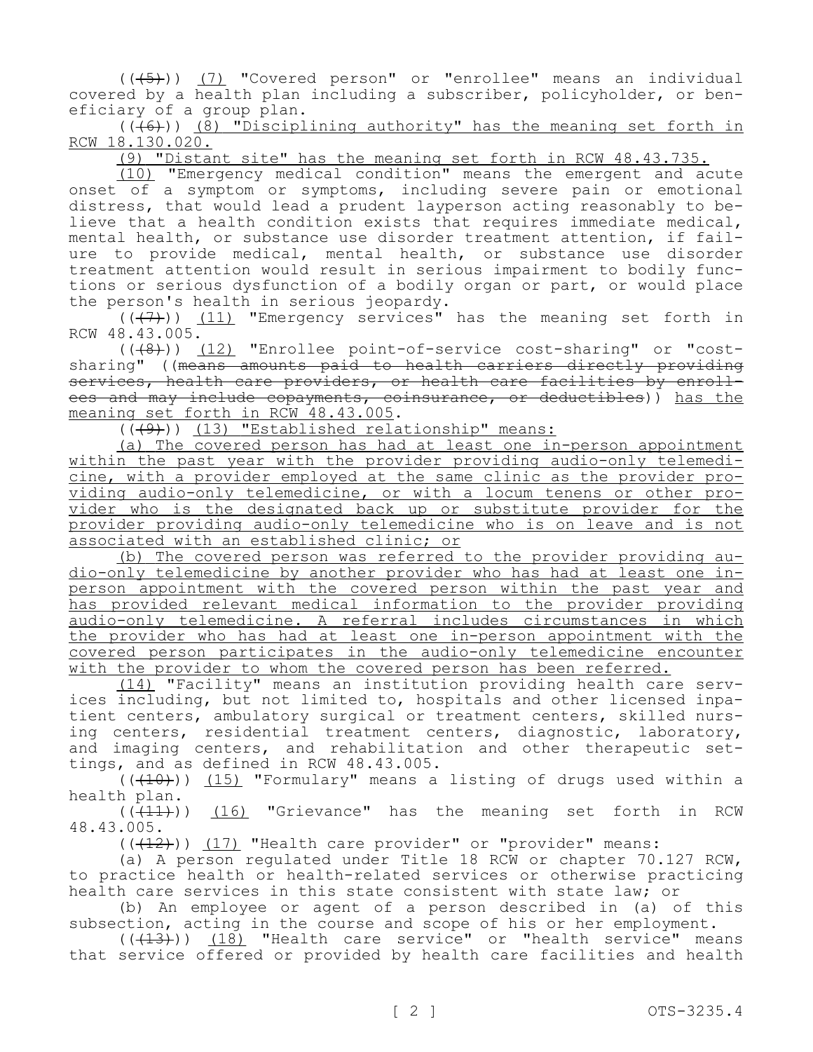((~~(5)~~)) <u>(7)</u> "Covered person" or "enrollee" means an individual covered by a health plan including a subscriber, policyholder, or beneficiary of a group plan.

((~~(6)~~)) <u>(8) "Disciplining authority" has the meaning set forth in RCW 18.130.020.</u>

<u>(9) "Distant site" has the meaning set forth in RCW 48.43.735.</u>

<u>(10)</u> "Emergency medical condition" means the emergent and acute onset of a symptom or symptoms, including severe pain or emotional distress, that would lead a prudent layperson acting reasonably to believe that a health condition exists that requires immediate medical, mental health, or substance use disorder treatment attention, if failure to provide medical, mental health, or substance use disorder treatment attention would result in serious impairment to bodily functions or serious dysfunction of a bodily organ or part, or would place the person's health in serious jeopardy.

((~~(7)~~)) <u>(11)</u> "Emergency services" has the meaning set forth in RCW 48.43.005.

((~~(8)~~)) <u>(12)</u> "Enrollee point-of-service cost-sharing" or "cost-sharing" ((~~means amounts paid to health carriers directly providing services, health care providers, or health care facilities by enrollees and may include copayments, coinsurance, or deductibles~~)) <u>has the meaning set forth in RCW 48.43.005</u>.

((~~(9)~~)) <u>(13) "Established relationship" means:</u>

<u>(a) The covered person has had at least one in-person appointment within the past year with the provider providing audio-only telemedicine, with a provider employed at the same clinic as the provider providing audio-only telemedicine, or with a locum tenens or other provider who is the designated back up or substitute provider for the provider providing audio-only telemedicine who is on leave and is not associated with an established clinic; or</u>

<u>(b) The covered person was referred to the provider providing audio-only telemedicine by another provider who has had at least one in-person appointment with the covered person within the past year and has provided relevant medical information to the provider providing audio-only telemedicine. A referral includes circumstances in which the provider who has had at least one in-person appointment with the covered person participates in the audio-only telemedicine encounter with the provider to whom the covered person has been referred.</u>

<u>(14)</u> "Facility" means an institution providing health care services including, but not limited to, hospitals and other licensed inpatient centers, ambulatory surgical or treatment centers, skilled nursing centers, residential treatment centers, diagnostic, laboratory, and imaging centers, and rehabilitation and other therapeutic settings, and as defined in RCW 48.43.005.

((~~(10)~~)) <u>(15)</u> "Formulary" means a listing of drugs used within a health plan.

((~~(11)~~)) <u>(16)</u> "Grievance" has the meaning set forth in RCW 48.43.005.

((~~(12)~~)) <u>(17)</u> "Health care provider" or "provider" means:

(a) A person regulated under Title 18 RCW or chapter 70.127 RCW, to practice health or health-related services or otherwise practicing health care services in this state consistent with state law; or

(b) An employee or agent of a person described in (a) of this subsection, acting in the course and scope of his or her employment.

((~~(13)~~)) <u>(18)</u> "Health care service" or "health service" means that service offered or provided by health care facilities and health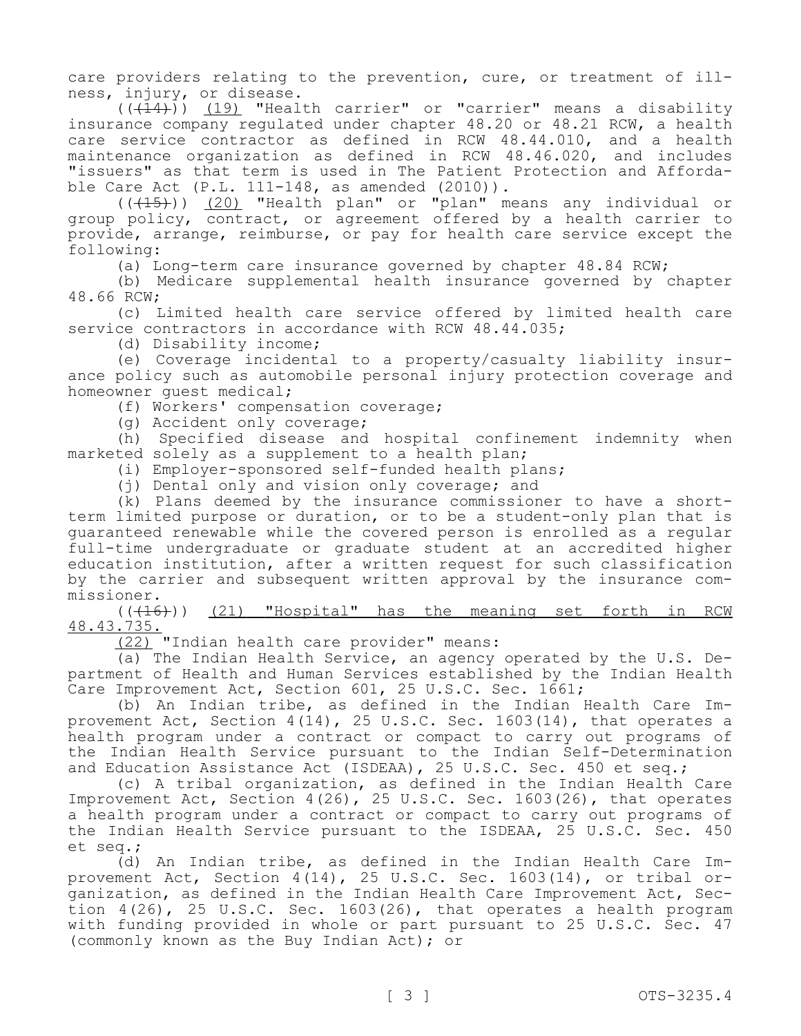care providers relating to the prevention, cure, or treatment of illness, injury, or disease.

((~~(14)~~)) (19) "Health carrier" or "carrier" means a disability insurance company regulated under chapter 48.20 or 48.21 RCW, a health care service contractor as defined in RCW 48.44.010, and a health maintenance organization as defined in RCW 48.46.020, and includes "issuers" as that term is used in The Patient Protection and Affordable Care Act (P.L. 111-148, as amended (2010)).

((~~(15)~~)) (20) "Health plan" or "plan" means any individual or group policy, contract, or agreement offered by a health carrier to provide, arrange, reimburse, or pay for health care service except the following:

(a) Long-term care insurance governed by chapter 48.84 RCW;

(b) Medicare supplemental health insurance governed by chapter 48.66 RCW;

(c) Limited health care service offered by limited health care service contractors in accordance with RCW 48.44.035;

(d) Disability income;

(e) Coverage incidental to a property/casualty liability insurance policy such as automobile personal injury protection coverage and homeowner guest medical;

(f) Workers' compensation coverage;

(g) Accident only coverage;

(h) Specified disease and hospital confinement indemnity when marketed solely as a supplement to a health plan;

(i) Employer-sponsored self-funded health plans;

(j) Dental only and vision only coverage; and

(k) Plans deemed by the insurance commissioner to have a short-term limited purpose or duration, or to be a student-only plan that is guaranteed renewable while the covered person is enrolled as a regular full-time undergraduate or graduate student at an accredited higher education institution, after a written request for such classification by the carrier and subsequent written approval by the insurance commissioner.

((~~(16)~~)) (21) "Hospital" has the meaning set forth in RCW 48.43.735.

(22) "Indian health care provider" means:

(a) The Indian Health Service, an agency operated by the U.S. Department of Health and Human Services established by the Indian Health Care Improvement Act, Section 601, 25 U.S.C. Sec. 1661;

(b) An Indian tribe, as defined in the Indian Health Care Improvement Act, Section 4(14), 25 U.S.C. Sec. 1603(14), that operates a health program under a contract or compact to carry out programs of the Indian Health Service pursuant to the Indian Self-Determination and Education Assistance Act (ISDEAA), 25 U.S.C. Sec. 450 et seq.;

(c) A tribal organization, as defined in the Indian Health Care Improvement Act, Section 4(26), 25 U.S.C. Sec. 1603(26), that operates a health program under a contract or compact to carry out programs of the Indian Health Service pursuant to the ISDEAA, 25 U.S.C. Sec. 450 et seq.;

(d) An Indian tribe, as defined in the Indian Health Care Improvement Act, Section 4(14), 25 U.S.C. Sec. 1603(14), or tribal organization, as defined in the Indian Health Care Improvement Act, Section 4(26), 25 U.S.C. Sec. 1603(26), that operates a health program with funding provided in whole or part pursuant to 25 U.S.C. Sec. 47 (commonly known as the Buy Indian Act); or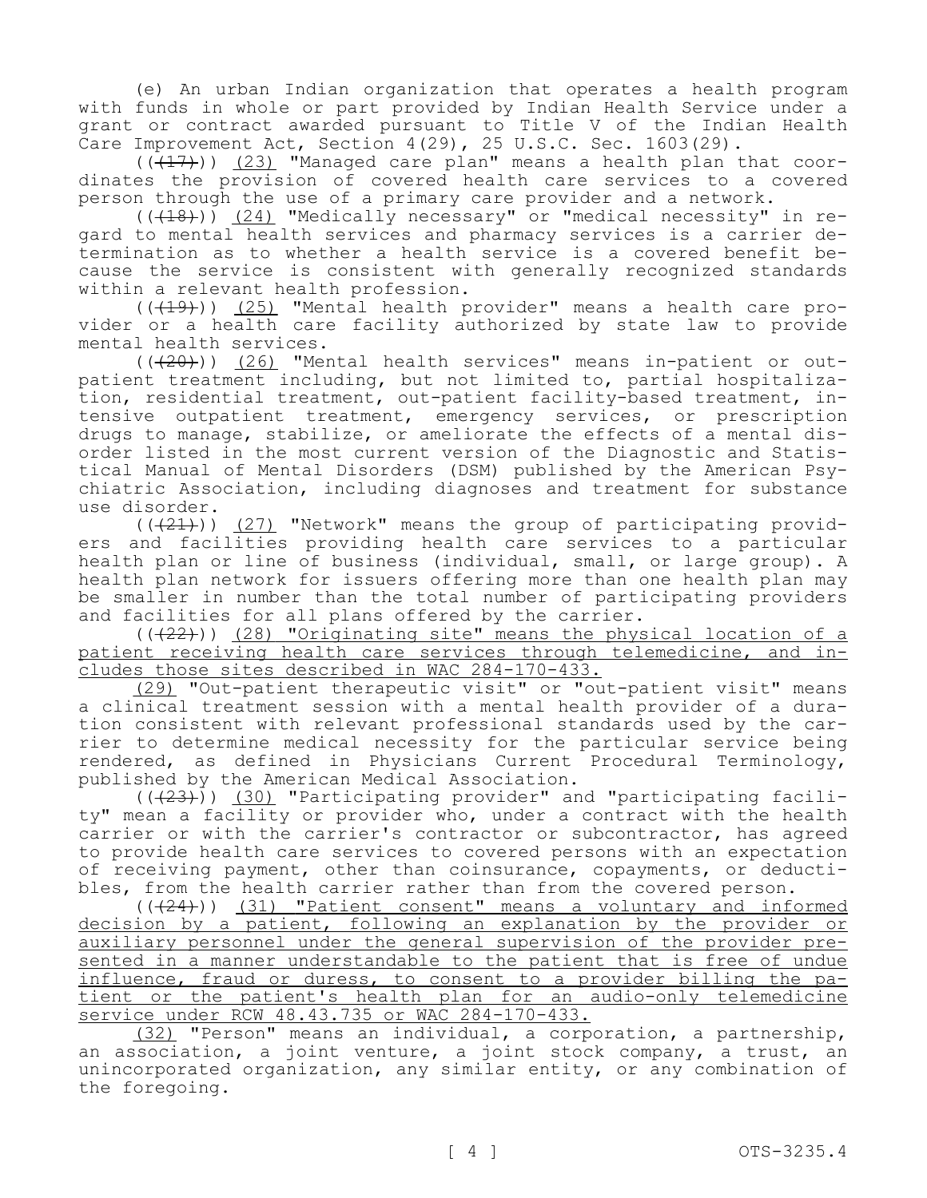(e) An urban Indian organization that operates a health program with funds in whole or part provided by Indian Health Service under a grant or contract awarded pursuant to Title V of the Indian Health Care Improvement Act, Section 4(29), 25 U.S.C. Sec. 1603(29).

~~((17))~~ (23) "Managed care plan" means a health plan that coordinates the provision of covered health care services to a covered person through the use of a primary care provider and a network.

~~((18))~~ (24) "Medically necessary" or "medical necessity" in regard to mental health services and pharmacy services is a carrier determination as to whether a health service is a covered benefit because the service is consistent with generally recognized standards within a relevant health profession.

~~((19))~~ (25) "Mental health provider" means a health care provider or a health care facility authorized by state law to provide mental health services.

~~((20))~~ (26) "Mental health services" means in-patient or outpatient treatment including, but not limited to, partial hospitalization, residential treatment, out-patient facility-based treatment, intensive outpatient treatment, emergency services, or prescription drugs to manage, stabilize, or ameliorate the effects of a mental disorder listed in the most current version of the Diagnostic and Statistical Manual of Mental Disorders (DSM) published by the American Psychiatric Association, including diagnoses and treatment for substance use disorder.

~~((21))~~ (27) "Network" means the group of participating providers and facilities providing health care services to a particular health plan or line of business (individual, small, or large group). A health plan network for issuers offering more than one health plan may be smaller in number than the total number of participating providers and facilities for all plans offered by the carrier.

~~((22))~~ <u>(28) "Originating site" means the physical location of a patient receiving health care services through telemedicine, and includes those sites described in WAC 284-170-433.</u>

<u>(29)</u> "Out-patient therapeutic visit" or "out-patient visit" means a clinical treatment session with a mental health provider of a duration consistent with relevant professional standards used by the carrier to determine medical necessity for the particular service being rendered, as defined in Physicians Current Procedural Terminology, published by the American Medical Association.

~~((23))~~ <u>(30)</u> "Participating provider" and "participating facility" mean a facility or provider who, under a contract with the health carrier or with the carrier's contractor or subcontractor, has agreed to provide health care services to covered persons with an expectation of receiving payment, other than coinsurance, copayments, or deductibles, from the health carrier rather than from the covered person.

~~((24))~~ <u>(31) "Patient consent" means a voluntary and informed decision by a patient, following an explanation by the provider or auxiliary personnel under the general supervision of the provider presented in a manner understandable to the patient that is free of undue influence, fraud or duress, to consent to a provider billing the patient or the patient's health plan for an audio-only telemedicine service under RCW 48.43.735 or WAC 284-170-433.</u>

<u>(32)</u> "Person" means an individual, a corporation, a partnership, an association, a joint venture, a joint stock company, a trust, an unincorporated organization, any similar entity, or any combination of the foregoing.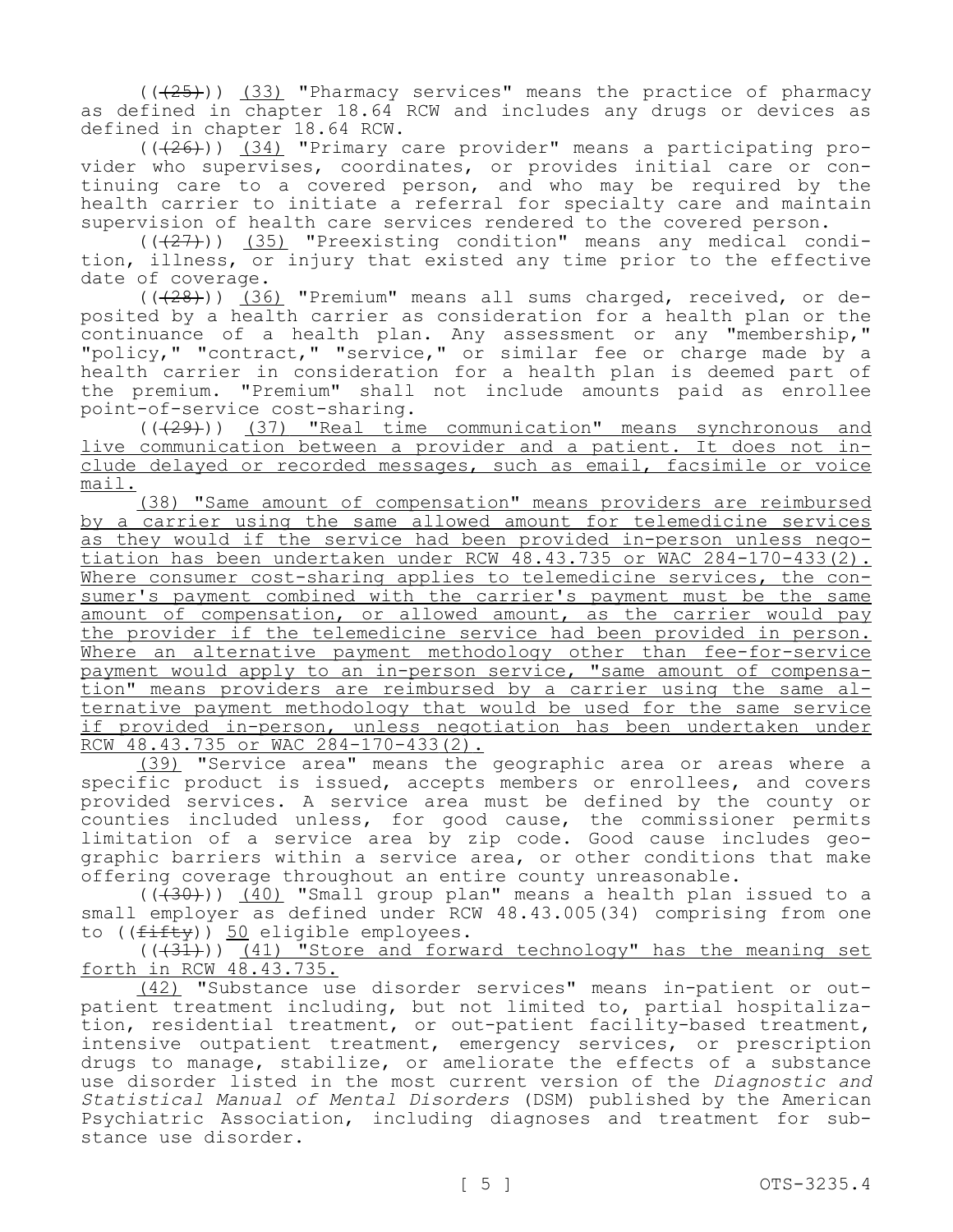((~~(25)~~)) <u>(33)</u> "Pharmacy services" means the practice of pharmacy as defined in chapter 18.64 RCW and includes any drugs or devices as defined in chapter 18.64 RCW.

((~~(26)~~)) <u>(34)</u> "Primary care provider" means a participating provider who supervises, coordinates, or provides initial care or continuing care to a covered person, and who may be required by the health carrier to initiate a referral for specialty care and maintain supervision of health care services rendered to the covered person.

((~~(27)~~)) <u>(35)</u> "Preexisting condition" means any medical condition, illness, or injury that existed any time prior to the effective date of coverage.

((~~(28)~~)) <u>(36)</u> "Premium" means all sums charged, received, or deposited by a health carrier as consideration for a health plan or the continuance of a health plan. Any assessment or any "membership," "policy," "contract," "service," or similar fee or charge made by a health carrier in consideration for a health plan is deemed part of the premium. "Premium" shall not include amounts paid as enrollee point-of-service cost-sharing.

((~~(29)~~)) <u>(37) "Real time communication" means synchronous and live communication between a provider and a patient. It does not include delayed or recorded messages, such as email, facsimile or voice mail.</u>

<u>(38) "Same amount of compensation" means providers are reimbursed by a carrier using the same allowed amount for telemedicine services as they would if the service had been provided in-person unless negotiation has been undertaken under RCW 48.43.735 or WAC 284-170-433(2). Where consumer cost-sharing applies to telemedicine services, the consumer's payment combined with the carrier's payment must be the same amount of compensation, or allowed amount, as the carrier would pay the provider if the telemedicine service had been provided in person. Where an alternative payment methodology other than fee-for-service payment would apply to an in-person service, "same amount of compensation" means providers are reimbursed by a carrier using the same alternative payment methodology that would be used for the same service if provided in-person, unless negotiation has been undertaken under RCW 48.43.735 or WAC 284-170-433(2).</u>

<u>(39)</u> "Service area" means the geographic area or areas where a specific product is issued, accepts members or enrollees, and covers provided services. A service area must be defined by the county or counties included unless, for good cause, the commissioner permits limitation of a service area by zip code. Good cause includes geographic barriers within a service area, or other conditions that make offering coverage throughout an entire county unreasonable.

((~~(30)~~)) <u>(40)</u> "Small group plan" means a health plan issued to a small employer as defined under RCW 48.43.005(34) comprising from one to ((~~fifty~~)) <u>50</u> eligible employees.

((~~(31)~~)) <u>(41) "Store and forward technology" has the meaning set forth in RCW 48.43.735.</u>

<u>(42)</u> "Substance use disorder services" means in-patient or out-patient treatment including, but not limited to, partial hospitalization, residential treatment, or out-patient facility-based treatment, intensive outpatient treatment, emergency services, or prescription drugs to manage, stabilize, or ameliorate the effects of a substance use disorder listed in the most current version of the *Diagnostic and Statistical Manual of Mental Disorders* (DSM) published by the American Psychiatric Association, including diagnoses and treatment for substance use disorder.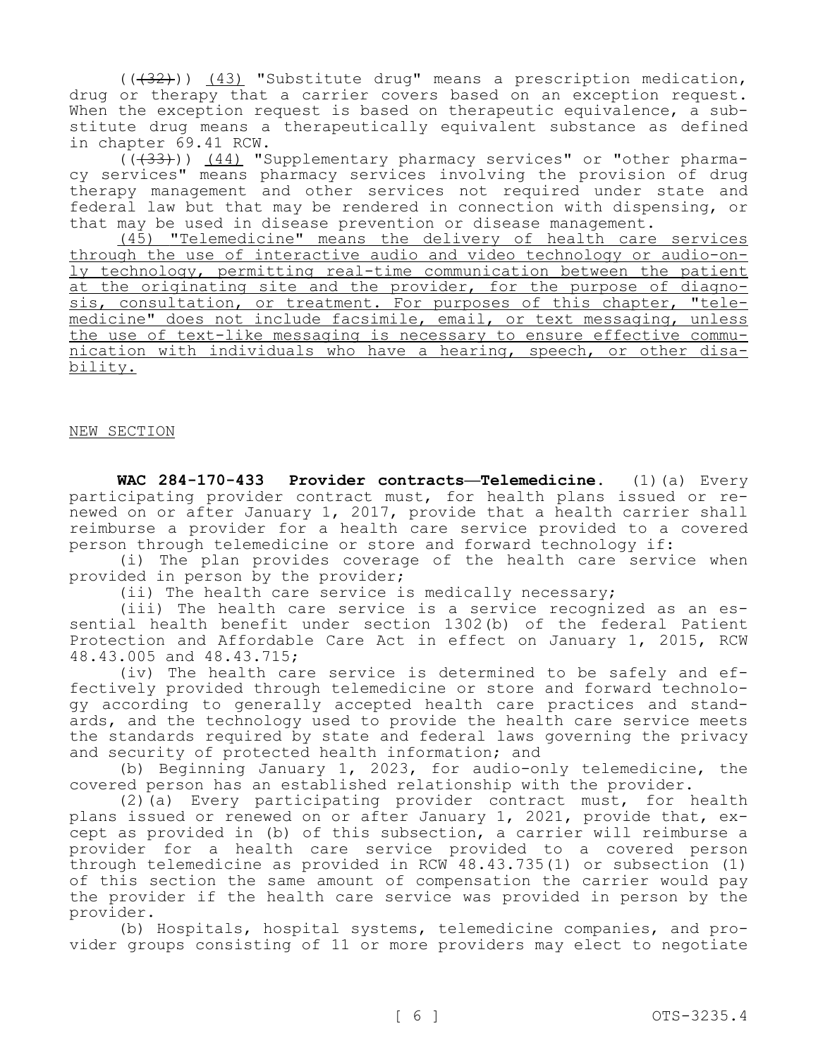(((32))) (43) "Substitute drug" means a prescription medication, drug or therapy that a carrier covers based on an exception request. When the exception request is based on therapeutic equivalence, a substitute drug means a therapeutically equivalent substance as defined in chapter 69.41 RCW.

(((33))) (44) "Supplementary pharmacy services" or "other pharmacy services" means pharmacy services involving the provision of drug therapy management and other services not required under state and federal law but that may be rendered in connection with dispensing, or that may be used in disease prevention or disease management.

(45) "Telemedicine" means the delivery of health care services through the use of interactive audio and video technology or audio-only technology, permitting real-time communication between the patient at the originating site and the provider, for the purpose of diagnosis, consultation, or treatment. For purposes of this chapter, "telemedicine" does not include facsimile, email, or text messaging, unless the use of text-like messaging is necessary to ensure effective communication with individuals who have a hearing, speech, or other disability.

NEW SECTION

**WAC 284-170-433 Provider contracts—Telemedicine.** (1)(a) Every participating provider contract must, for health plans issued or renewed on or after January 1, 2017, provide that a health carrier shall reimburse a provider for a health care service provided to a covered person through telemedicine or store and forward technology if:

(i) The plan provides coverage of the health care service when provided in person by the provider;

(ii) The health care service is medically necessary;

(iii) The health care service is a service recognized as an essential health benefit under section 1302(b) of the federal Patient Protection and Affordable Care Act in effect on January 1, 2015, RCW 48.43.005 and 48.43.715;

(iv) The health care service is determined to be safely and effectively provided through telemedicine or store and forward technology according to generally accepted health care practices and standards, and the technology used to provide the health care service meets the standards required by state and federal laws governing the privacy and security of protected health information; and

(b) Beginning January 1, 2023, for audio-only telemedicine, the covered person has an established relationship with the provider.

(2)(a) Every participating provider contract must, for health plans issued or renewed on or after January 1, 2021, provide that, except as provided in (b) of this subsection, a carrier will reimburse a provider for a health care service provided to a covered person through telemedicine as provided in RCW 48.43.735(1) or subsection (1) of this section the same amount of compensation the carrier would pay the provider if the health care service was provided in person by the provider.

(b) Hospitals, hospital systems, telemedicine companies, and provider groups consisting of 11 or more providers may elect to negotiate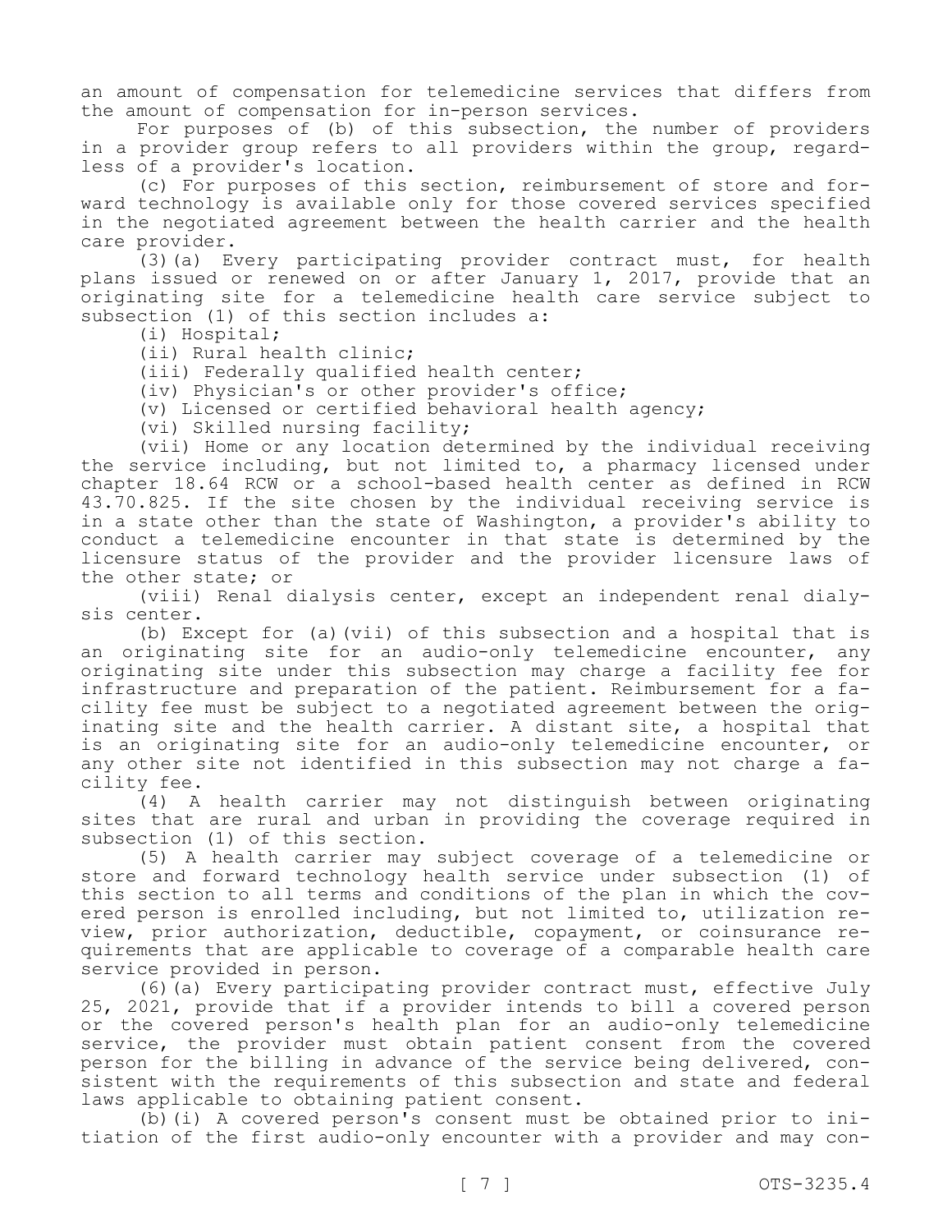an amount of compensation for telemedicine services that differs from the amount of compensation for in-person services.

For purposes of (b) of this subsection, the number of providers in a provider group refers to all providers within the group, regardless of a provider's location.

(c) For purposes of this section, reimbursement of store and forward technology is available only for those covered services specified in the negotiated agreement between the health carrier and the health care provider.

(3)(a) Every participating provider contract must, for health plans issued or renewed on or after January 1, 2017, provide that an originating site for a telemedicine health care service subject to subsection (1) of this section includes a:

(i) Hospital;

(ii) Rural health clinic;

(iii) Federally qualified health center;

(iv) Physician's or other provider's office;

(v) Licensed or certified behavioral health agency;

(vi) Skilled nursing facility;

(vii) Home or any location determined by the individual receiving the service including, but not limited to, a pharmacy licensed under chapter 18.64 RCW or a school-based health center as defined in RCW 43.70.825. If the site chosen by the individual receiving service is in a state other than the state of Washington, a provider's ability to conduct a telemedicine encounter in that state is determined by the licensure status of the provider and the provider licensure laws of the other state; or

(viii) Renal dialysis center, except an independent renal dialysis center.

(b) Except for (a)(vii) of this subsection and a hospital that is an originating site for an audio-only telemedicine encounter, any originating site under this subsection may charge a facility fee for infrastructure and preparation of the patient. Reimbursement for a facility fee must be subject to a negotiated agreement between the originating site and the health carrier. A distant site, a hospital that is an originating site for an audio-only telemedicine encounter, or any other site not identified in this subsection may not charge a facility fee.

(4) A health carrier may not distinguish between originating sites that are rural and urban in providing the coverage required in subsection (1) of this section.

(5) A health carrier may subject coverage of a telemedicine or store and forward technology health service under subsection (1) of this section to all terms and conditions of the plan in which the covered person is enrolled including, but not limited to, utilization review, prior authorization, deductible, copayment, or coinsurance requirements that are applicable to coverage of a comparable health care service provided in person.

(6)(a) Every participating provider contract must, effective July 25, 2021, provide that if a provider intends to bill a covered person or the covered person's health plan for an audio-only telemedicine service, the provider must obtain patient consent from the covered person for the billing in advance of the service being delivered, consistent with the requirements of this subsection and state and federal laws applicable to obtaining patient consent.

(b)(i) A covered person's consent must be obtained prior to initiation of the first audio-only encounter with a provider and may con-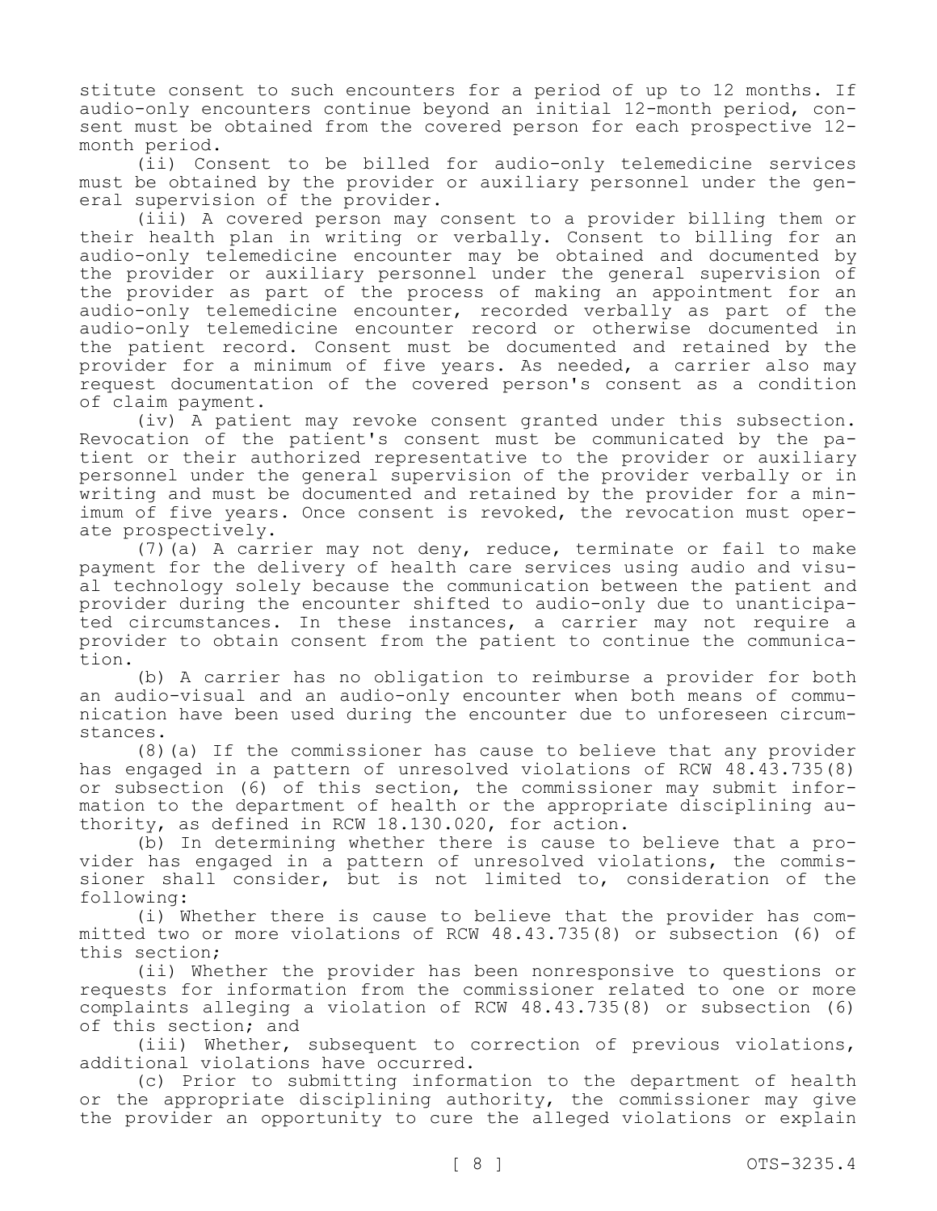stitute consent to such encounters for a period of up to 12 months. If audio-only encounters continue beyond an initial 12-month period, consent must be obtained from the covered person for each prospective 12-month period.

(ii) Consent to be billed for audio-only telemedicine services must be obtained by the provider or auxiliary personnel under the general supervision of the provider.

(iii) A covered person may consent to a provider billing them or their health plan in writing or verbally. Consent to billing for an audio-only telemedicine encounter may be obtained and documented by the provider or auxiliary personnel under the general supervision of the provider as part of the process of making an appointment for an audio-only telemedicine encounter, recorded verbally as part of the audio-only telemedicine encounter record or otherwise documented in the patient record. Consent must be documented and retained by the provider for a minimum of five years. As needed, a carrier also may request documentation of the covered person's consent as a condition of claim payment.

(iv) A patient may revoke consent granted under this subsection. Revocation of the patient's consent must be communicated by the patient or their authorized representative to the provider or auxiliary personnel under the general supervision of the provider verbally or in writing and must be documented and retained by the provider for a minimum of five years. Once consent is revoked, the revocation must operate prospectively.

(7)(a) A carrier may not deny, reduce, terminate or fail to make payment for the delivery of health care services using audio and visual technology solely because the communication between the patient and provider during the encounter shifted to audio-only due to unanticipated circumstances. In these instances, a carrier may not require a provider to obtain consent from the patient to continue the communication.

(b) A carrier has no obligation to reimburse a provider for both an audio-visual and an audio-only encounter when both means of communication have been used during the encounter due to unforeseen circumstances.

(8)(a) If the commissioner has cause to believe that any provider has engaged in a pattern of unresolved violations of RCW 48.43.735(8) or subsection (6) of this section, the commissioner may submit information to the department of health or the appropriate disciplining authority, as defined in RCW 18.130.020, for action.

(b) In determining whether there is cause to believe that a provider has engaged in a pattern of unresolved violations, the commissioner shall consider, but is not limited to, consideration of the following:

(i) Whether there is cause to believe that the provider has committed two or more violations of RCW 48.43.735(8) or subsection (6) of this section;

(ii) Whether the provider has been nonresponsive to questions or requests for information from the commissioner related to one or more complaints alleging a violation of RCW 48.43.735(8) or subsection (6) of this section; and

(iii) Whether, subsequent to correction of previous violations, additional violations have occurred.

(c) Prior to submitting information to the department of health or the appropriate disciplining authority, the commissioner may give the provider an opportunity to cure the alleged violations or explain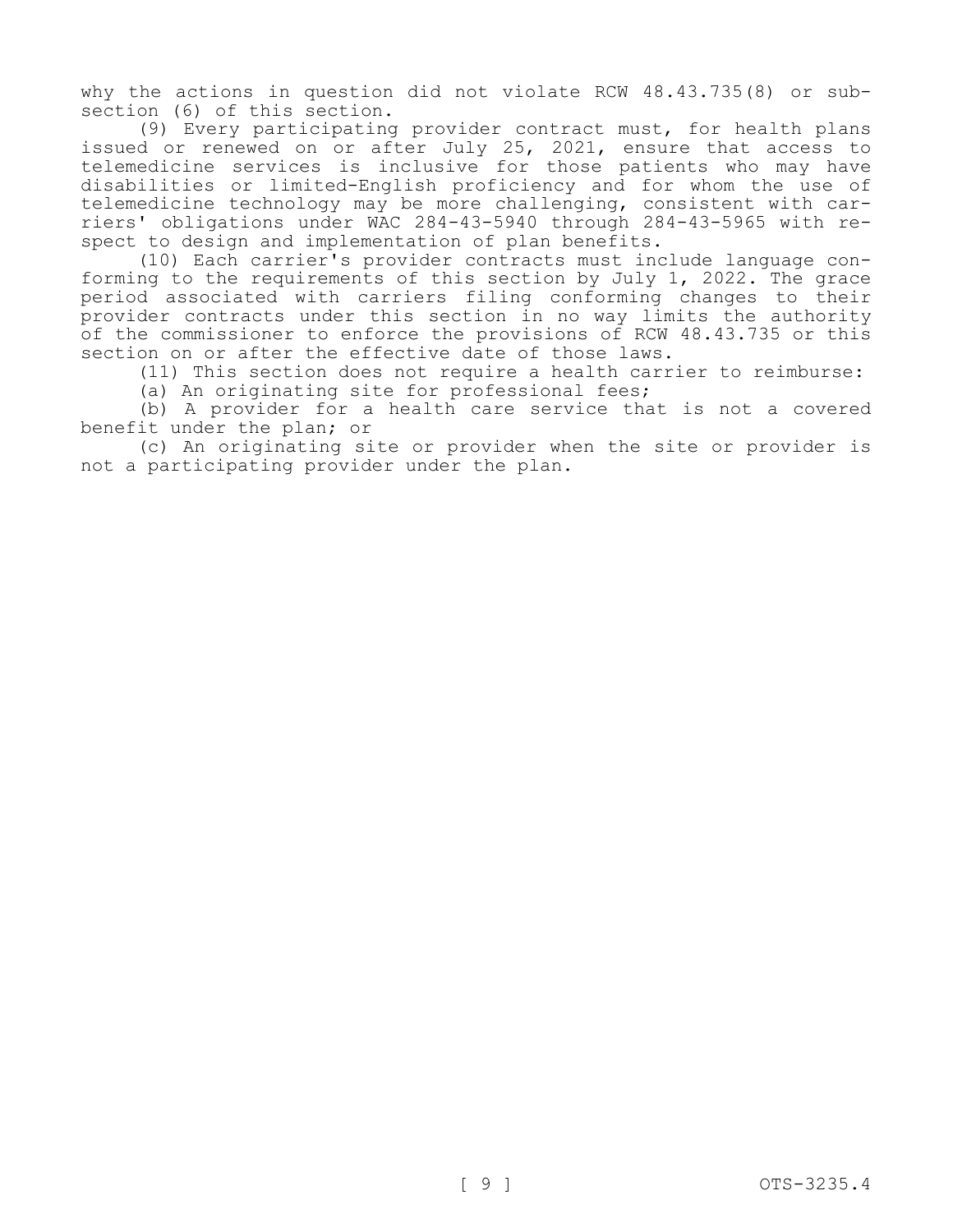why the actions in question did not violate RCW 48.43.735(8) or subsection (6) of this section.

(9) Every participating provider contract must, for health plans issued or renewed on or after July 25, 2021, ensure that access to telemedicine services is inclusive for those patients who may have disabilities or limited-English proficiency and for whom the use of telemedicine technology may be more challenging, consistent with carriers' obligations under WAC 284-43-5940 through 284-43-5965 with respect to design and implementation of plan benefits.

(10) Each carrier's provider contracts must include language conforming to the requirements of this section by July 1, 2022. The grace period associated with carriers filing conforming changes to their provider contracts under this section in no way limits the authority of the commissioner to enforce the provisions of RCW 48.43.735 or this section on or after the effective date of those laws.

(11) This section does not require a health carrier to reimburse:

(a) An originating site for professional fees;

(b) A provider for a health care service that is not a covered benefit under the plan; or

(c) An originating site or provider when the site or provider is not a participating provider under the plan.